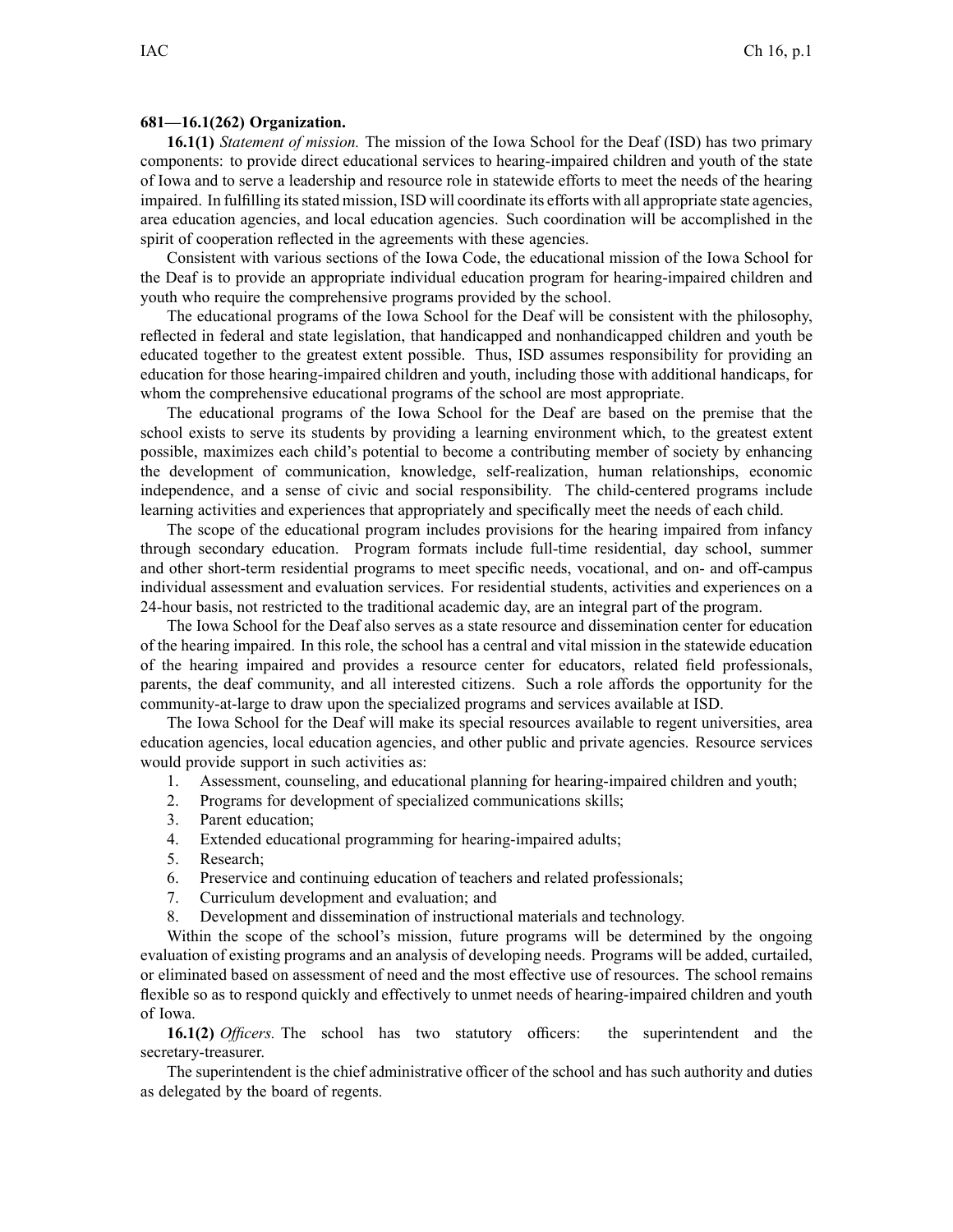**681—16.1(262) Organization.**

**16.1(1)** *Statement of mission.* The mission of the Iowa School for the Deaf (ISD) has two primary components: to provide direct educational services to hearing-impaired children and youth of the state of Iowa and to serve a leadership and resource role in statewide efforts to meet the needs of the hearing impaired. In fulfilling its stated mission, ISD will coordinate its efforts with all appropriate state agencies, area education agencies, and local education agencies. Such coordination will be accomplished in the spirit of cooperation reflected in the agreements with these agencies.

Consistent with various sections of the Iowa Code, the educational mission of the Iowa School for the Deaf is to provide an appropriate individual education program for hearing-impaired children and youth who require the comprehensive programs provided by the school.

The educational programs of the Iowa School for the Deaf will be consistent with the philosophy, reflected in federal and state legislation, that handicapped and nonhandicapped children and youth be educated together to the greatest extent possible. Thus, ISD assumes responsibility for providing an education for those hearing-impaired children and youth, including those with additional handicaps, for whom the comprehensive educational programs of the school are most appropriate.

The educational programs of the Iowa School for the Deaf are based on the premise that the school exists to serve its students by providing a learning environment which, to the greatest extent possible, maximizes each child's potential to become a contributing member of society by enhancing the development of communication, knowledge, self-realization, human relationships, economic independence, and a sense of civic and social responsibility. The child-centered programs include learning activities and experiences that appropriately and specifically meet the needs of each child.

The scope of the educational program includes provisions for the hearing impaired from infancy through secondary education. Program formats include full-time residential, day school, summer and other short-term residential programs to meet specific needs, vocational, and on- and off-campus individual assessment and evaluation services. For residential students, activities and experiences on a 24-hour basis, not restricted to the traditional academic day, are an integral part of the program.

The Iowa School for the Deaf also serves as a state resource and dissemination center for education of the hearing impaired. In this role, the school has a central and vital mission in the statewide education of the hearing impaired and provides a resource center for educators, related field professionals, parents, the deaf community, and all interested citizens. Such a role affords the opportunity for the community-at-large to draw upon the specialized programs and services available at ISD.

The Iowa School for the Deaf will make its special resources available to regent universities, area education agencies, local education agencies, and other public and private agencies. Resource services would provide support in such activities as:

1. Assessment, counseling, and educational planning for hearing-impaired children and youth;
2. Programs for development of specialized communications skills;
3. Parent education;
4. Extended educational programming for hearing-impaired adults;
5. Research;
6. Preservice and continuing education of teachers and related professionals;
7. Curriculum development and evaluation; and
8. Development and dissemination of instructional materials and technology.

Within the scope of the school's mission, future programs will be determined by the ongoing evaluation of existing programs and an analysis of developing needs. Programs will be added, curtailed, or eliminated based on assessment of need and the most effective use of resources. The school remains flexible so as to respond quickly and effectively to unmet needs of hearing-impaired children and youth of Iowa.

**16.1(2)** *Officers.* The school has two statutory officers: the superintendent and the secretary-treasurer.

The superintendent is the chief administrative officer of the school and has such authority and duties as delegated by the board of regents.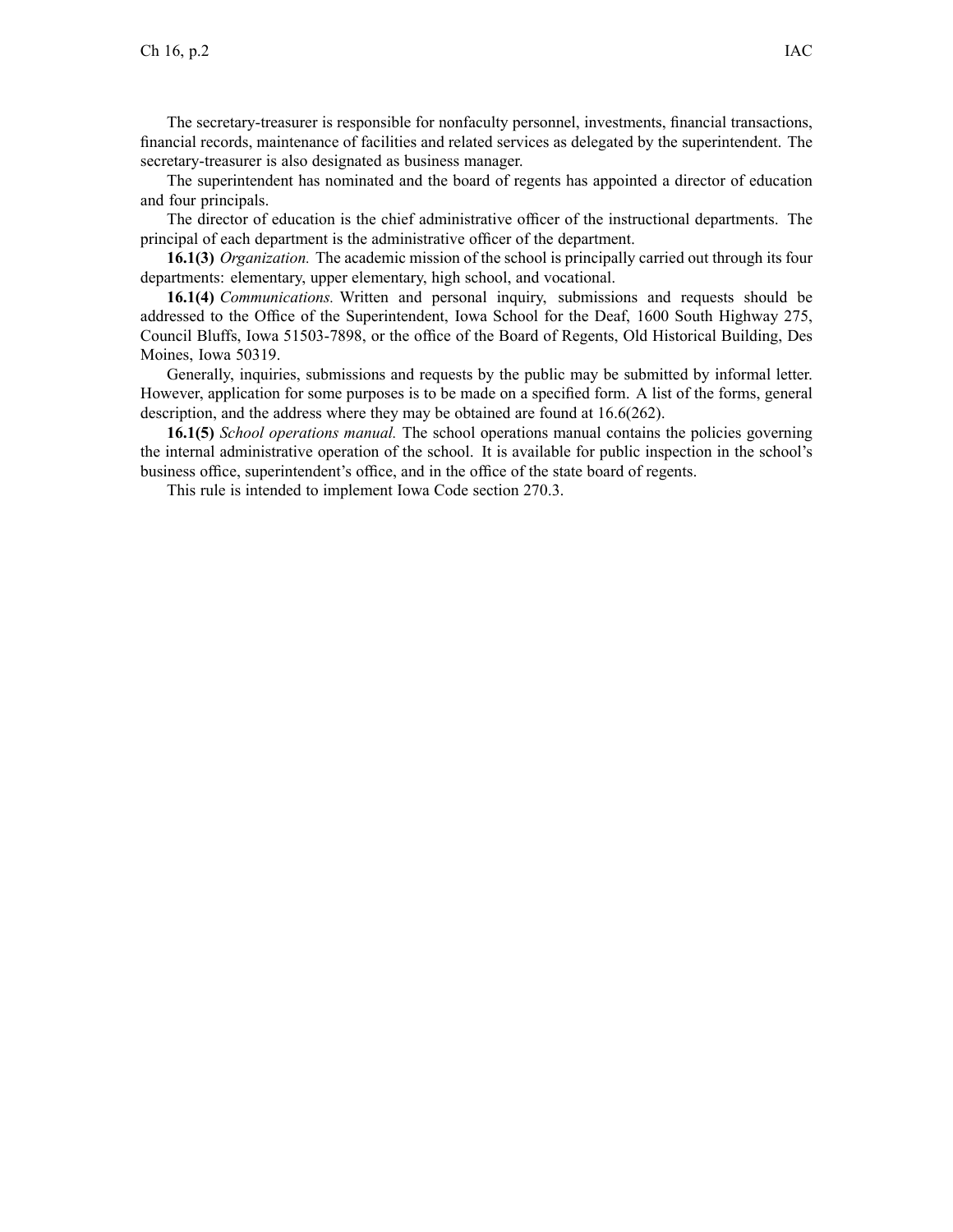The secretary-treasurer is responsible for nonfaculty personnel, investments, financial transactions, financial records, maintenance of facilities and related services as delegated by the superintendent. The secretary-treasurer is also designated as business manager.

The superintendent has nominated and the board of regents has appointed a director of education and four principals.

The director of education is the chief administrative officer of the instructional departments. The principal of each department is the administrative officer of the department.

**16.1(3)** *Organization.* The academic mission of the school is principally carried out through its four departments: elementary, upper elementary, high school, and vocational.

**16.1(4)** *Communications.* Written and personal inquiry, submissions and requests should be addressed to the Office of the Superintendent, Iowa School for the Deaf, 1600 South Highway 275, Council Bluffs, Iowa 51503-7898, or the office of the Board of Regents, Old Historical Building, Des Moines, Iowa 50319.

Generally, inquiries, submissions and requests by the public may be submitted by informal letter. However, application for some purposes is to be made on a specified form. A list of the forms, general description, and the address where they may be obtained are found at 16.6(262).

**16.1(5)** *School operations manual.* The school operations manual contains the policies governing the internal administrative operation of the school. It is available for public inspection in the school's business office, superintendent's office, and in the office of the state board of regents.

This rule is intended to implement Iowa Code section 270.3.